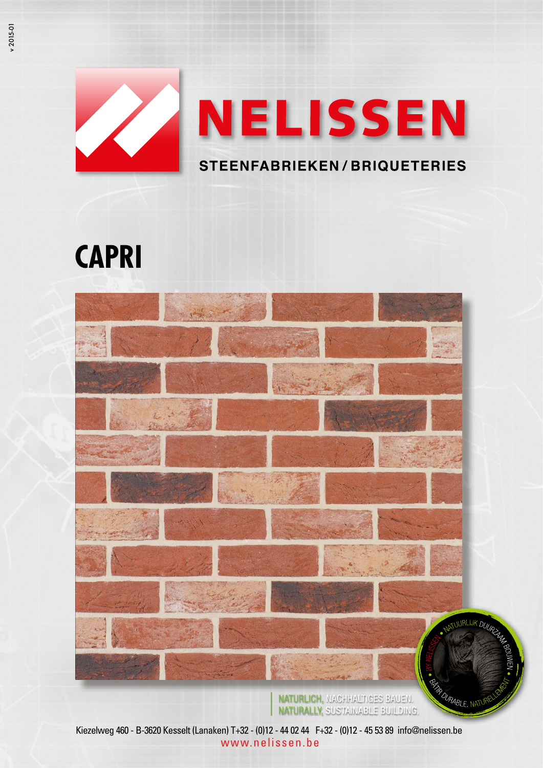v 2015-01

# NELISSEN

STEENFABRIEKEN / BRIQUETERIES

## CAPRI

BY NELISSEN • NATUURLIJK DUURZAAM BOUWEN • BÂTIR DURABLE, NATURELLEMENT •

NATURLICH, NACHHALTIGES BAUEN.
NATURALLY, SUSTAINABLE BUILDING.

Kiezelweg 460 - B-3620 Kesselt (Lanaken) T+32 - (0)12 - 44 02 44 F+32 - (0)12 - 45 53 89 info@nelissen.be
www.nelissen.be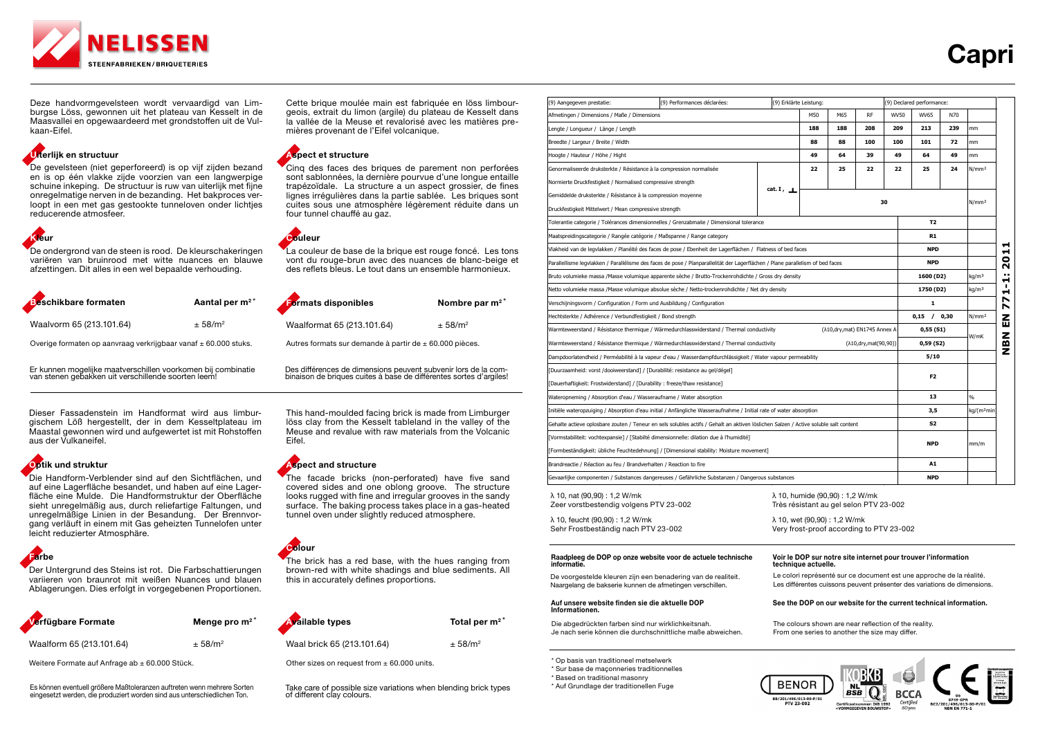# NELISSEN

STEENFABRIEKEN / BRIQUETERIES

# Capri

Deze handvormgevelsteen wordt vervaardigd van Limburgse Löss, gewonnen uit het plateau van Kesselt in de Maasvallei en opgewaardeerd met grondstoffen uit de Vulkaan-Eifel.

## Uiterlijk en structuur

De gevelsteen (niet geperforeerd) is op vijf zijden bezand en is op één vlakke zijde voorzien van een langwerpige schuine inkeping. De structuur is ruw van uiterlijk met fijne onregelmatige nerven in de bezanding. Het bakproces verloopt in een met gas gestookte tunneloven onder lichtjes reducerende atmosfeer.

## Kleur

De ondergrond van de steen is rood. De kleurschakeringen variëren van bruinrood met witte nuances en blauwe afzettingen. Dit alles in een wel bepaalde verhouding.

| Beschikbare formaten | Aantal per m²* |
|---|---|
| Waalvorm 65 (213.101.64) | ± 58/m² |

Overige formaten op aanvraag verkrijgbaar vanaf ± 60.000 stuks.

Er kunnen mogelijke maatverschillen voorkomen bij combinatie van stenen gebakken uit verschillende soorten leem!

Cette brique moulée main est fabriquée en löss limbourgeois, extrait du limon (argile) du plateau de Kesselt dans la vallée de la Meuse et revalorisé avec les matières premières provenant de l'Eifel volcanique.

## Aspect et structure

Cinq des faces des briques de parement non perforées sont sablonnées, la dernière pourvue d'une longue entaille trapézoïdale. La structure a un aspect grossier, de fines lignes irrégulières dans la partie sablée. Les briques sont cuites sous une atmosphère légèrement réduite dans un four tunnel chauffé au gaz.

## Couleur

La couleur de base de la brique est rouge foncé. Les tons vont du rouge-brun avec des nuances de blanc-beige et des reflets bleus. Le tout dans un ensemble harmonieux.

| Formats disponibles | Nombre par m²* |
|---|---|
| Waalformat 65 (213.101.64) | ± 58/m² |

Autres formats sur demande à partir de ± 60.000 pièces.

Des différences de dimensions peuvent subvenir lors de la combinaison de briques cuites à base de différentes sortes d'argiles!

Dieser Fassadenstein im Handformat wird aus limburgischem Löß hergestellt, der in dem Kesseltplateau im Maastal gewonnen wird und aufgewertet ist mit Rohstoffen aus der Vulkaneifel.

## Optik und struktur

Die Handform-Verblender sind auf den Sichtflächen, und auf eine Lagerfläche besandet, und haben auf eine Lagerfläche eine Mulde. Die Handformstruktur der Oberfläche sieht unregelmäßig aus, durch reliefartige Faltungen, und unregelmäßige Linien in der Besandung. Der Brennvorgang verläuft in einem mit Gas geheizten Tunnelofen unter leicht reduzierter Atmosphäre.

## Farbe

Der Untergrund des Steins ist rot. Die Farbschattierungen variieren von braunrot mit weißen Nuances und blauen Ablagerungen. Dies erfolgt in vorgegebenen Proportionen.

| Verfügbare Formate | Menge pro m²* |
|---|---|
| Waalform 65 (213.101.64) | ± 58/m² |

Weitere Formate auf Anfrage ab ± 60.000 Stück.

Es können eventuell größere Maßtoleranzen auftreten wenn mehrere Sorten eingesetzt werden, die produziert worden sind aus unterschiedlichen Ton.

This hand-moulded facing brick is made from Limburger löss clay from the Kesselt tableland in the valley of the Meuse and revalue with raw materials from the Volcanic Eifel.

## Aspect and structure

The facade bricks (non-perforated) have five sand covered sides and one oblong groove. The structure looks rugged with fine and irregular grooves in the sandy surface. The baking process takes place in a gas-heated tunnel oven under slightly reduced atmosphere.

## Colour

The brick has a red base, with the hues ranging from brown-red with white shadings and blue sediments. All this in accurately defines proportions.

| Available types | Total per m²* |
|---|---|
| Waal brick 65 (213.101.64) | ± 58/m² |

Other sizes on request from ± 60.000 units.

Take care of possible size variations when blending brick types of different clay colours.

## NBN EN 771-1: 2011

| (9) Aangegeven prestatie: / (9) Performances déclarées: / (9) Erklärte Leistung: / (9) Declared performance: | | M50 | M65 | RF | WV50 | WV65 | N70 | |
|---|---|---|---|---|---|---|---|---|
| Afmetingen / Dimensions / Maße / Dimensions | | | | | | | | |
| Lengte / Longueur / Länge / Length | | 188 | 188 | 208 | 209 | 213 | 239 | mm |
| Breedte / Largeur / Breite / Width | | 88 | 88 | 100 | 100 | 101 | 72 | mm |
| Hoogte / Hauteur / Höhe / Hight | | 49 | 64 | 39 | 49 | 64 | 49 | mm |
| Genormaliseerde druksterkte / Résistance à la compression normalisée / Normierte Druckfestigkeit / Normalised compressive strength | cat. I, ⊥ | 22 | 25 | 22 | 22 | 25 | 24 | N/mm² |
| Gemiddelde druksterkte / Résistance à la compression moyenne / Druckfestigkeit Mittelwert / Mean compressive strength | cat. I, ⊥ | 30 | | | | | | N/mm² |
| Tolerantie categorie / Tolérances dimensionnelles / Grenzabmaße / Dimensional tolerance | | T2 | | | | | | |
| Maatspreidingscategorie / Rangée catégorie / Maßspanne / Range category | | R1 | | | | | | |
| Vlakheid van de legvlakken / Planéité des faces de pose / Ebenheit der Lagerflächen / Flatness of bed faces | | NPD | | | | | | |
| Parallellisme legvlakken / Parallélisme des faces de pose / Planparallelität der Lagerflächen / Plane parallelism of bed faces | | NPD | | | | | | |
| Bruto volumieke massa /Masse volumique apparente sèche / Brutto-Trockenrohdichte / Gross dry density | | 1600 (D2) | | | | | | kg/m³ |
| Netto volumieke massa /Masse volumique absolue sèche / Netto-trockenrohdichte / Net dry density | | 1750 (D2) | | | | | | kg/m³ |
| Verschijningsvorm / Configuration / Form und Ausbildung / Configuration | | 1 | | | | | | |
| Hechtsterkte / Adhérence / Verbundfestigkeit / Bond strength | | 0,15 / 0,30 | | | | | | N/mm² |
| Warmteweerstand / Résistance thermique / Wärmedurchlasswiderstand / Thermal conductivity | (λ10,dry,mat) EN1745 Annex A | 0,55 (S1) | | | | | | W/mK |
| Warmteweerstand / Résistance thermique / Wärmedurchlasswiderstand / Thermal conductivity | (λ10,dry,mat(90,90)) | 0,59 (S2) | | | | | | W/mK |
| Dampdoorlatendheid / Perméabilité à la vapeur d'eau / Wasserdampfdurchlässigkeit / Water vapour permeability | | 5/10 | | | | | | |
| [Duurzaamheid: vorst /dooiweerstand] / [Durabilité: resistance au gel/dégel] / [Dauerhaftigkeit: Frostwiderstand] / [Durability : freeze/thaw resistance] | | F2 | | | | | | |
| Wateropneming / Absorption d'eau / Wasseraufnahme / Water absorption | | 13 | | | | | | % |
| Initiële waterzuiging / Absorption d'eau initial / Anfängliche Wasseraufnahme / Initial rate of water absorption | | 3,5 | | | | | | kg/(m²min) |
| Gehalte actieve oplosbare zouten / Teneur en sels solubles actifs / Gehalt an aktiven löslichen Salzen / Active soluble salt content | | S2 | | | | | | |
| [Vormstabiliteit: vochtexpansie] / [Stabilité dimensionnelle: dilation due à l'humidité] / [Formbeständigkeit: übliche Feuchtedehnung] / [Dimensional stability: Moisture movement] | | NPD | | | | | | mm/m |
| Brandreactie / Réaction au feu / Brandverhalten / Reaction to fire | | A1 | | | | | | |
| Gevaarlijke componenten / Substances dangereuses / Gefährliche Substanzen / Dangerous substances | | NPD | | | | | | |

λ 10, nat (90,90) : 1,2 W/mk
Zeer vorstbestendig volgens PTV 23-002

λ 10, humide (90,90) : 1,2 W/mk
Très résistant au gel selon PTV 23-002

λ 10, feucht (90,90) : 1,2 W/mk
Sehr Frostbeständig nach PTV 23-002

λ 10, wet (90,90) : 1,2 W/mk
Very frost-proof according to PTV 23-002

**Raadpleeg de DOP op onze website voor de actuele technische informatie.**

De voorgestelde kleuren zijn een benadering van de realiteit.
Naargelang de bakserie kunnen de afmetingen verschillen.

**Voir le DOP sur notre site internet pour trouver l'information technique actuelle.**

Le colori représenté sur ce document est une approche de la réalité.
Les différentes cuissons peuvent présenter des variations de dimensions.

**Auf unsere website finden sie die aktuelle DOP Informationen.**

Die abgedrückten farben sind nur wirklichkeitsnah.
Je nach serie können die durchschnittliche maße abweichen.

**See the DOP on our website for the current technical information.**

The colours shown are near reflection of the reality.
From one series to another the size may differ.

\* Op basis van traditioneel metselwerk
\* Sur base de maçonneries traditionnelles
\* Based on traditional masonry
\* Auf Grundlage der traditionellen Fuge

BENOR BB/201/496/013-00-P/01 PTV 23-002
KOMO KB NL BSB Certificaatnummer: IKB 1992 «VORMGEGEVEN BOUWSTOF»
BCCA Certified ISO 9001
CE 09 0749-CPR BC2/201/496/013-00-P/01 NBN EN 771-1